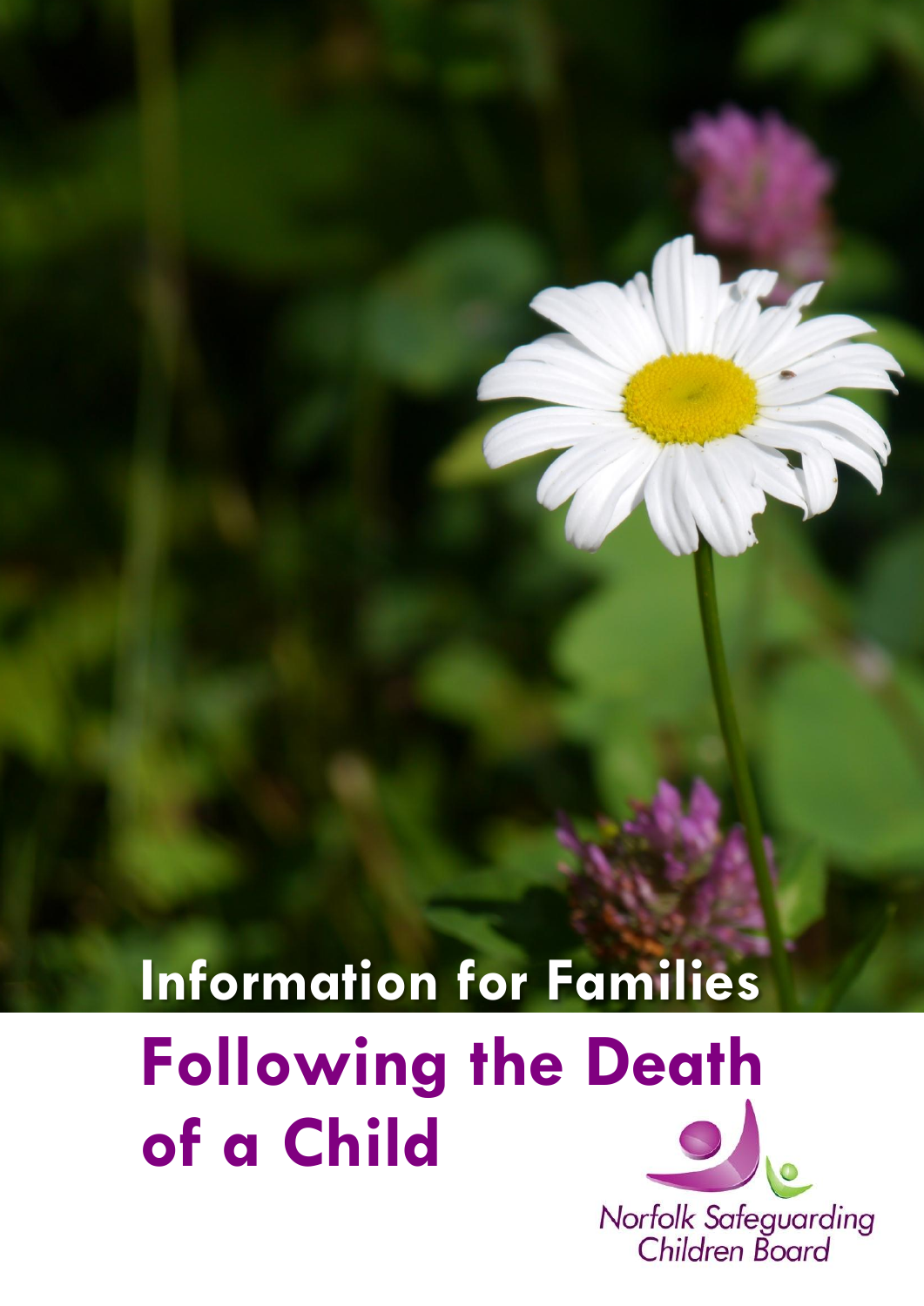# Information for Families

# Following the Death of a Child

Norfolk Safeguarding Children Board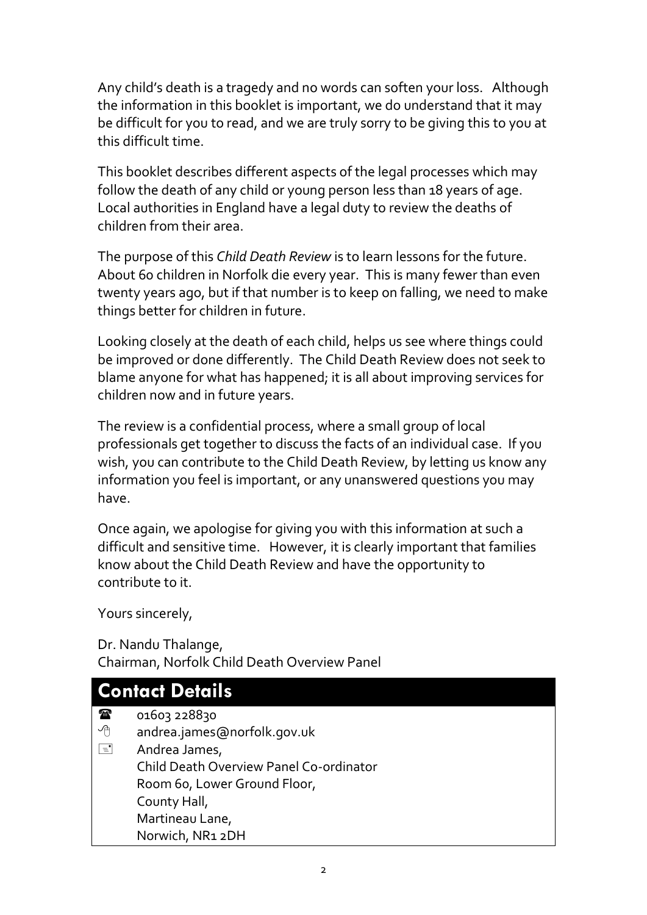Any child's death is a tragedy and no words can soften your loss. Although the information in this booklet is important, we do understand that it may be difficult for you to read, and we are truly sorry to be giving this to you at this difficult time.

This booklet describes different aspects of the legal processes which may follow the death of any child or young person less than 18 years of age. Local authorities in England have a legal duty to review the deaths of children from their area.

The purpose of this *Child Death Review* is to learn lessons for the future. About 60 children in Norfolk die every year. This is many fewer than even twenty years ago, but if that number is to keep on falling, we need to make things better for children in future.

Looking closely at the death of each child, helps us see where things could be improved or done differently. The Child Death Review does not seek to blame anyone for what has happened; it is all about improving services for children now and in future years.

The review is a confidential process, where a small group of local professionals get together to discuss the facts of an individual case. If you wish, you can contribute to the Child Death Review, by letting us know any information you feel is important, or any unanswered questions you may have.

Once again, we apologise for giving you with this information at such a difficult and sensitive time. However, it is clearly important that families know about the Child Death Review and have the opportunity to contribute to it.

Yours sincerely,

Dr. Nandu Thalange,
Chairman, Norfolk Child Death Overview Panel

## Contact Details

☎ 01603 228830

andrea.james@norfolk.gov.uk

Andrea James,
Child Death Overview Panel Co-ordinator
Room 60, Lower Ground Floor,
County Hall,
Martineau Lane,
Norwich, NR1 2DH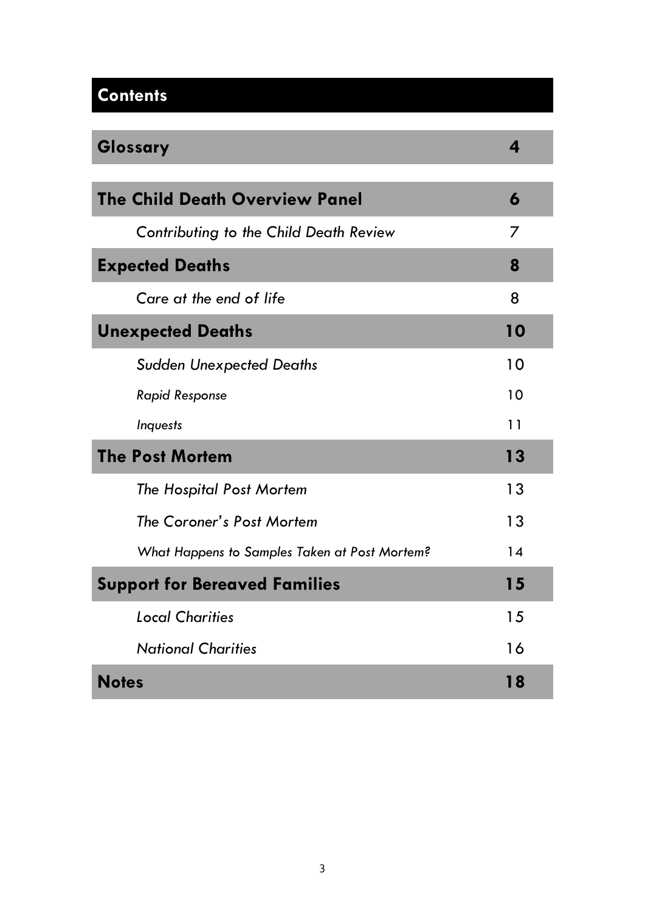# Contents

| | |
|---|---|
| **Glossary** | **4** |
| **The Child Death Overview Panel** | **6** |
| *Contributing to the Child Death Review* | *7* |
| **Expected Deaths** | **8** |
| *Care at the end of life* | 8 |
| **Unexpected Deaths** | **10** |
| *Sudden Unexpected Deaths* | 10 |
| *Rapid Response* | 10 |
| *Inquests* | 11 |
| **The Post Mortem** | **13** |
| *The Hospital Post Mortem* | 13 |
| *The Coroner's Post Mortem* | 13 |
| *What Happens to Samples Taken at Post Mortem?* | 14 |
| **Support for Bereaved Families** | **15** |
| *Local Charities* | 15 |
| *National Charities* | 16 |
| **Notes** | **18** |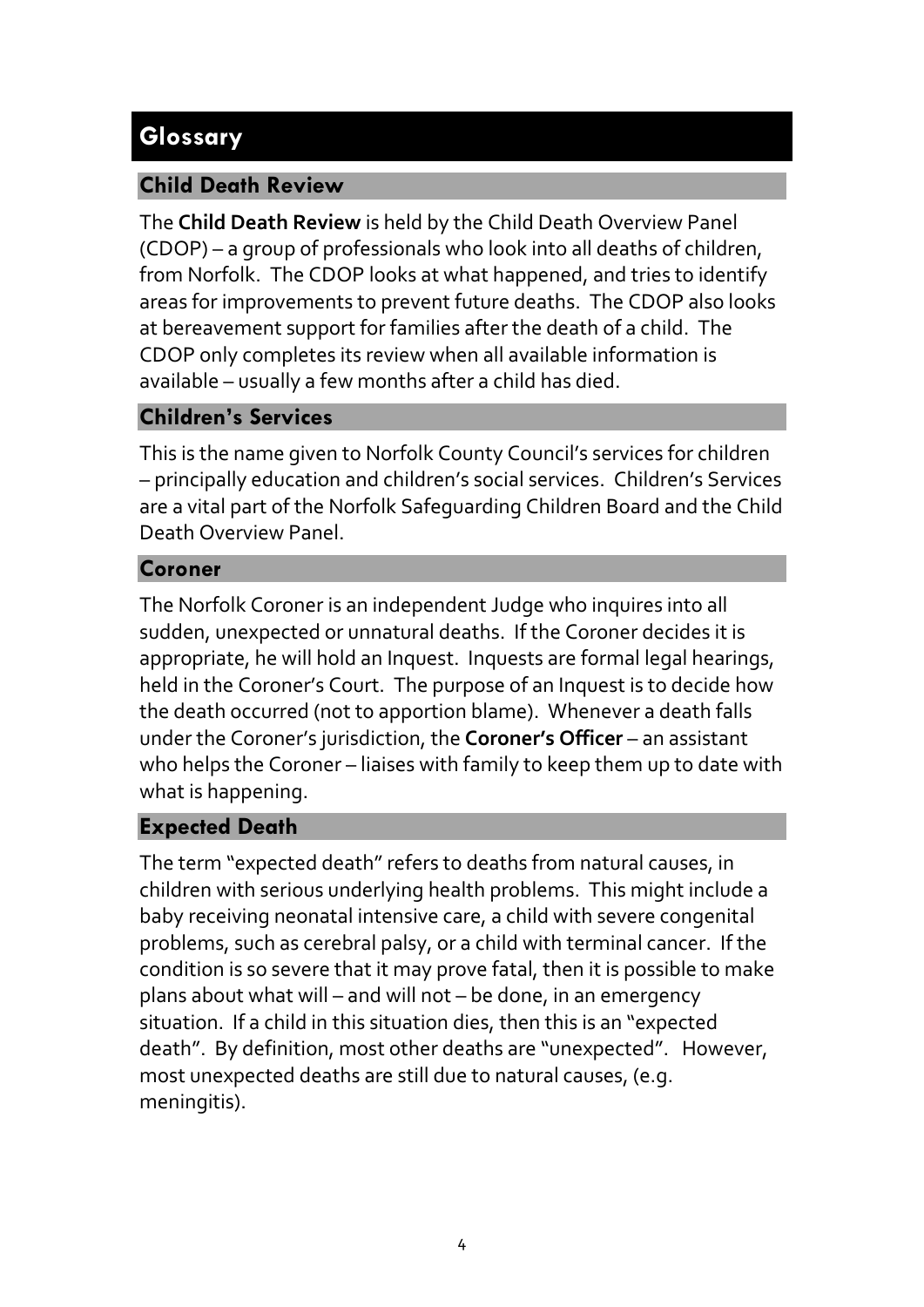# Glossary

## Child Death Review

The **Child Death Review** is held by the Child Death Overview Panel (CDOP) – a group of professionals who look into all deaths of children, from Norfolk. The CDOP looks at what happened, and tries to identify areas for improvements to prevent future deaths. The CDOP also looks at bereavement support for families after the death of a child. The CDOP only completes its review when all available information is available – usually a few months after a child has died.

## Children's Services

This is the name given to Norfolk County Council's services for children – principally education and children's social services. Children's Services are a vital part of the Norfolk Safeguarding Children Board and the Child Death Overview Panel.

## Coroner

The Norfolk Coroner is an independent Judge who inquires into all sudden, unexpected or unnatural deaths. If the Coroner decides it is appropriate, he will hold an Inquest. Inquests are formal legal hearings, held in the Coroner's Court. The purpose of an Inquest is to decide how the death occurred (not to apportion blame). Whenever a death falls under the Coroner's jurisdiction, the **Coroner's Officer** – an assistant who helps the Coroner – liaises with family to keep them up to date with what is happening.

## Expected Death

The term "expected death" refers to deaths from natural causes, in children with serious underlying health problems. This might include a baby receiving neonatal intensive care, a child with severe congenital problems, such as cerebral palsy, or a child with terminal cancer. If the condition is so severe that it may prove fatal, then it is possible to make plans about what will – and will not – be done, in an emergency situation. If a child in this situation dies, then this is an "expected death". By definition, most other deaths are "unexpected". However, most unexpected deaths are still due to natural causes, (e.g. meningitis).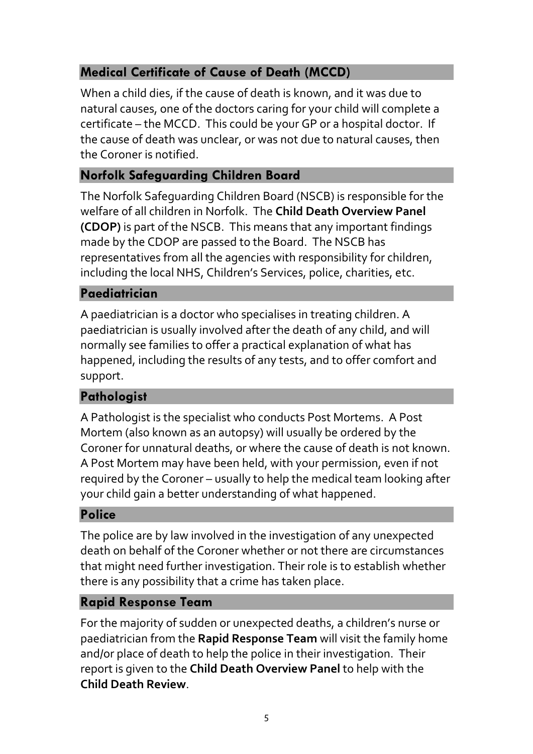## Medical Certificate of Cause of Death (MCCD)

When a child dies, if the cause of death is known, and it was due to natural causes, one of the doctors caring for your child will complete a certificate – the MCCD. This could be your GP or a hospital doctor. If the cause of death was unclear, or was not due to natural causes, then the Coroner is notified.

## Norfolk Safeguarding Children Board

The Norfolk Safeguarding Children Board (NSCB) is responsible for the welfare of all children in Norfolk. The **Child Death Overview Panel (CDOP)** is part of the NSCB. This means that any important findings made by the CDOP are passed to the Board. The NSCB has representatives from all the agencies with responsibility for children, including the local NHS, Children's Services, police, charities, etc.

## Paediatrician

A paediatrician is a doctor who specialises in treating children. A paediatrician is usually involved after the death of any child, and will normally see families to offer a practical explanation of what has happened, including the results of any tests, and to offer comfort and support.

## Pathologist

A Pathologist is the specialist who conducts Post Mortems. A Post Mortem (also known as an autopsy) will usually be ordered by the Coroner for unnatural deaths, or where the cause of death is not known. A Post Mortem may have been held, with your permission, even if not required by the Coroner – usually to help the medical team looking after your child gain a better understanding of what happened.

## Police

The police are by law involved in the investigation of any unexpected death on behalf of the Coroner whether or not there are circumstances that might need further investigation. Their role is to establish whether there is any possibility that a crime has taken place.

## Rapid Response Team

For the majority of sudden or unexpected deaths, a children's nurse or paediatrician from the **Rapid Response Team** will visit the family home and/or place of death to help the police in their investigation. Their report is given to the **Child Death Overview Panel** to help with the **Child Death Review**.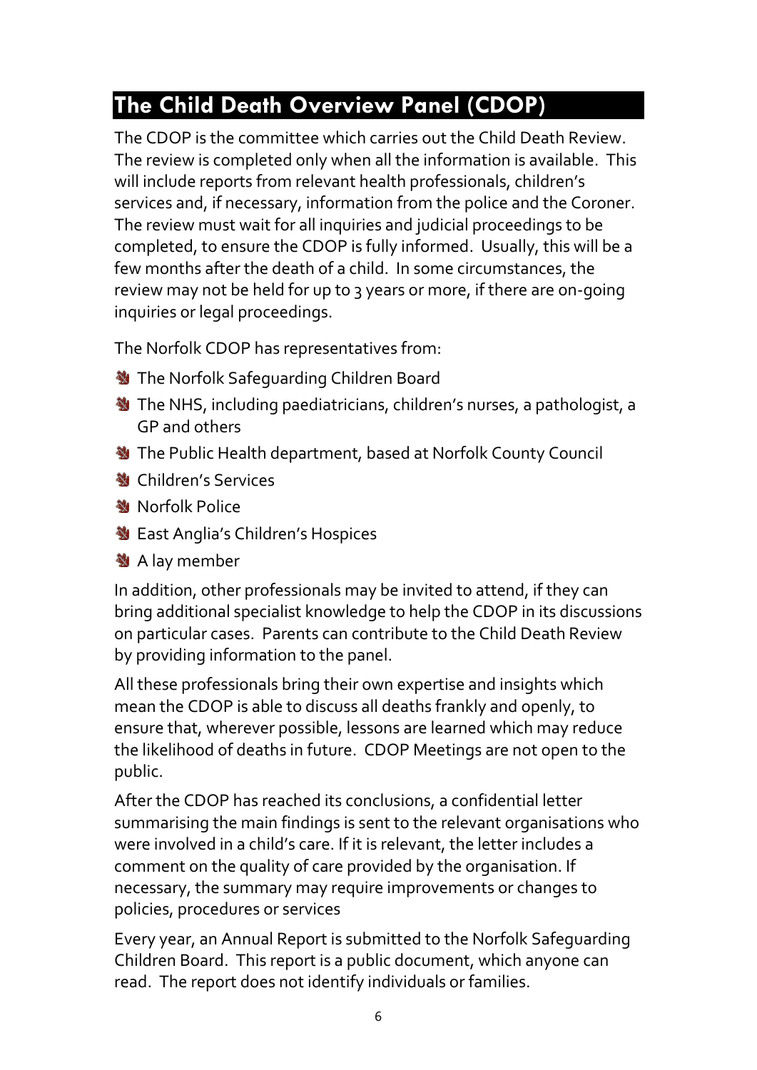# The Child Death Overview Panel (CDOP)

The CDOP is the committee which carries out the Child Death Review. The review is completed only when all the information is available. This will include reports from relevant health professionals, children's services and, if necessary, information from the police and the Coroner. The review must wait for all inquiries and judicial proceedings to be completed, to ensure the CDOP is fully informed. Usually, this will be a few months after the death of a child. In some circumstances, the review may not be held for up to 3 years or more, if there are on-going inquiries or legal proceedings.

The Norfolk CDOP has representatives from:

- The Norfolk Safeguarding Children Board
- The NHS, including paediatricians, children's nurses, a pathologist, a GP and others
- The Public Health department, based at Norfolk County Council
- Children's Services
- Norfolk Police
- East Anglia's Children's Hospices
- A lay member

In addition, other professionals may be invited to attend, if they can bring additional specialist knowledge to help the CDOP in its discussions on particular cases. Parents can contribute to the Child Death Review by providing information to the panel.

All these professionals bring their own expertise and insights which mean the CDOP is able to discuss all deaths frankly and openly, to ensure that, wherever possible, lessons are learned which may reduce the likelihood of deaths in future. CDOP Meetings are not open to the public.

After the CDOP has reached its conclusions, a confidential letter summarising the main findings is sent to the relevant organisations who were involved in a child's care. If it is relevant, the letter includes a comment on the quality of care provided by the organisation. If necessary, the summary may require improvements or changes to policies, procedures or services

Every year, an Annual Report is submitted to the Norfolk Safeguarding Children Board. This report is a public document, which anyone can read. The report does not identify individuals or families.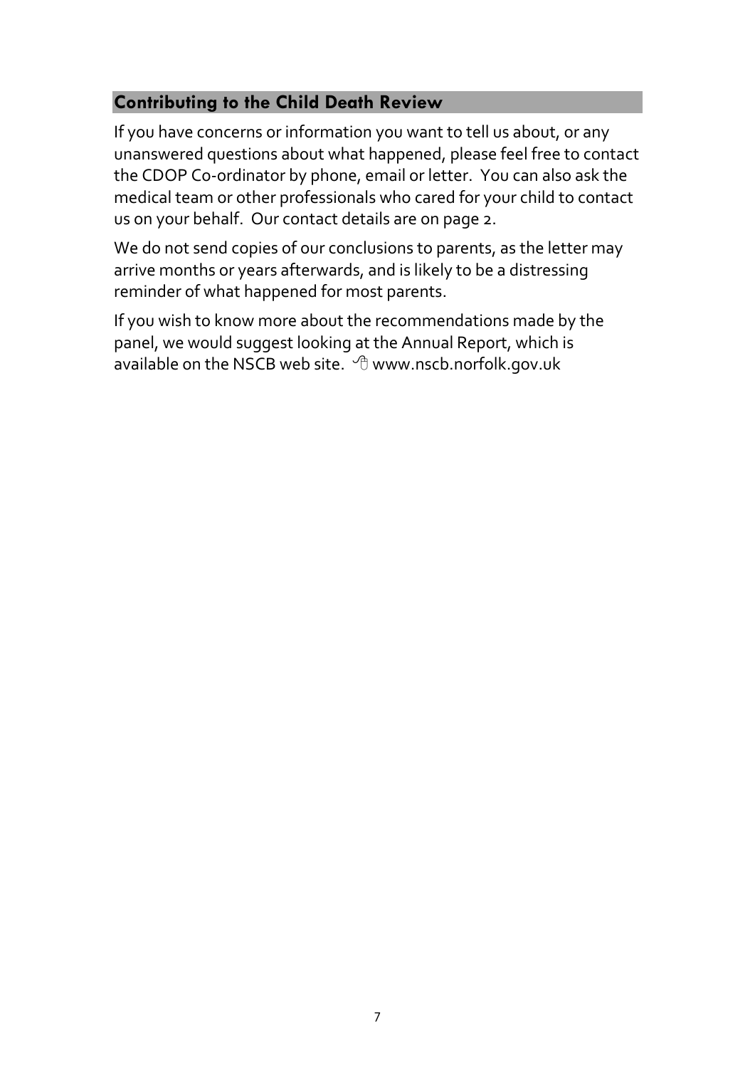## Contributing to the Child Death Review

If you have concerns or information you want to tell us about, or any unanswered questions about what happened, please feel free to contact the CDOP Co-ordinator by phone, email or letter. You can also ask the medical team or other professionals who cared for your child to contact us on your behalf. Our contact details are on page 2.

We do not send copies of our conclusions to parents, as the letter may arrive months or years afterwards, and is likely to be a distressing reminder of what happened for most parents.

If you wish to know more about the recommendations made by the panel, we would suggest looking at the Annual Report, which is available on the NSCB web site. 🖰 www.nscb.norfolk.gov.uk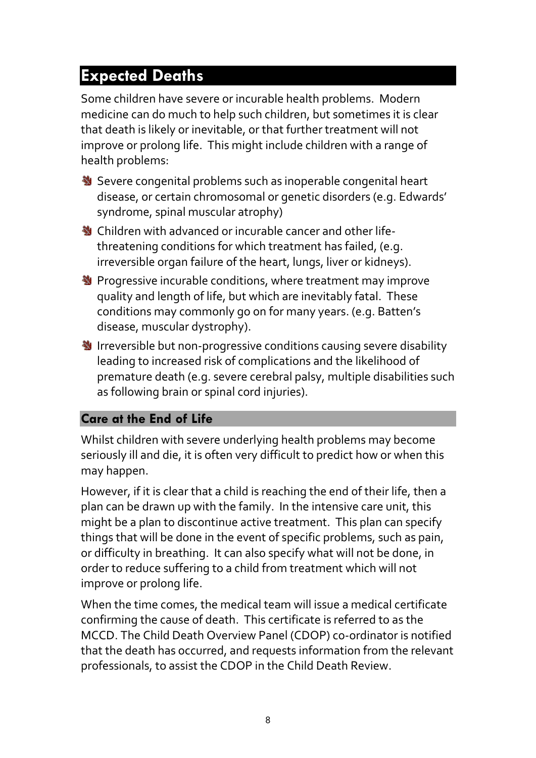## Expected Deaths

Some children have severe or incurable health problems. Modern medicine can do much to help such children, but sometimes it is clear that death is likely or inevitable, or that further treatment will not improve or prolong life. This might include children with a range of health problems:

- Severe congenital problems such as inoperable congenital heart disease, or certain chromosomal or genetic disorders (e.g. Edwards' syndrome, spinal muscular atrophy)
- Children with advanced or incurable cancer and other life-threatening conditions for which treatment has failed, (e.g. irreversible organ failure of the heart, lungs, liver or kidneys).
- Progressive incurable conditions, where treatment may improve quality and length of life, but which are inevitably fatal. These conditions may commonly go on for many years. (e.g. Batten's disease, muscular dystrophy).
- Irreversible but non-progressive conditions causing severe disability leading to increased risk of complications and the likelihood of premature death (e.g. severe cerebral palsy, multiple disabilities such as following brain or spinal cord injuries).

### Care at the End of Life

Whilst children with severe underlying health problems may become seriously ill and die, it is often very difficult to predict how or when this may happen.

However, if it is clear that a child is reaching the end of their life, then a plan can be drawn up with the family. In the intensive care unit, this might be a plan to discontinue active treatment. This plan can specify things that will be done in the event of specific problems, such as pain, or difficulty in breathing. It can also specify what will not be done, in order to reduce suffering to a child from treatment which will not improve or prolong life.

When the time comes, the medical team will issue a medical certificate confirming the cause of death. This certificate is referred to as the MCCD. The Child Death Overview Panel (CDOP) co-ordinator is notified that the death has occurred, and requests information from the relevant professionals, to assist the CDOP in the Child Death Review.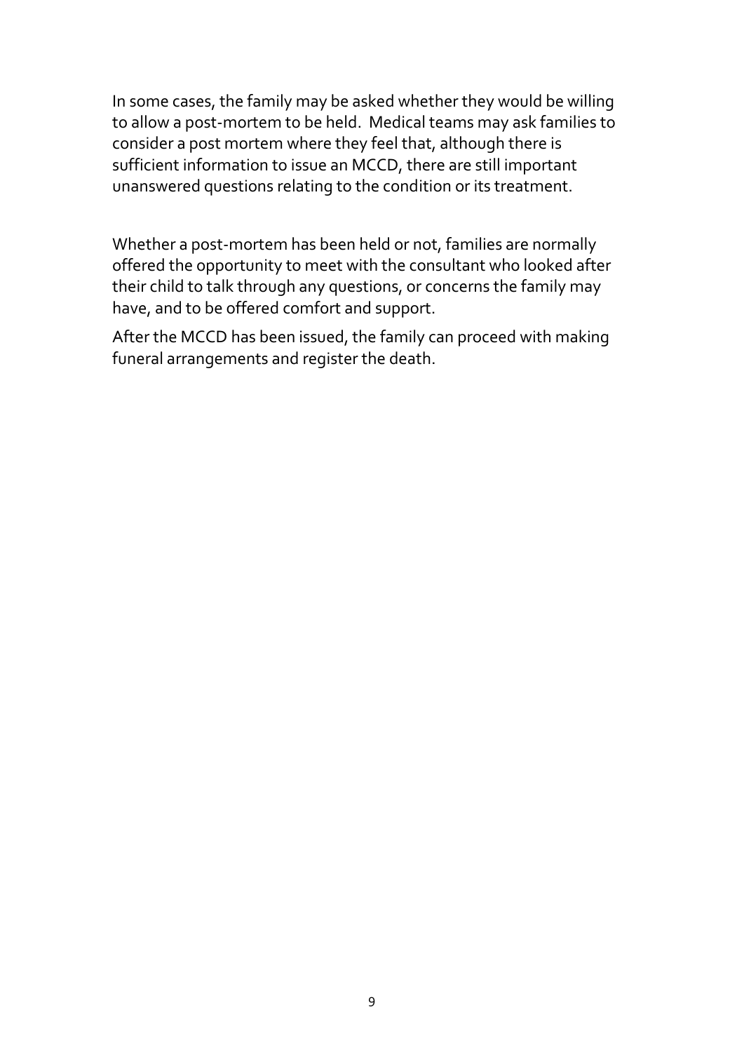In some cases, the family may be asked whether they would be willing to allow a post-mortem to be held. Medical teams may ask families to consider a post mortem where they feel that, although there is sufficient information to issue an MCCD, there are still important unanswered questions relating to the condition or its treatment.

Whether a post-mortem has been held or not, families are normally offered the opportunity to meet with the consultant who looked after their child to talk through any questions, or concerns the family may have, and to be offered comfort and support.

After the MCCD has been issued, the family can proceed with making funeral arrangements and register the death.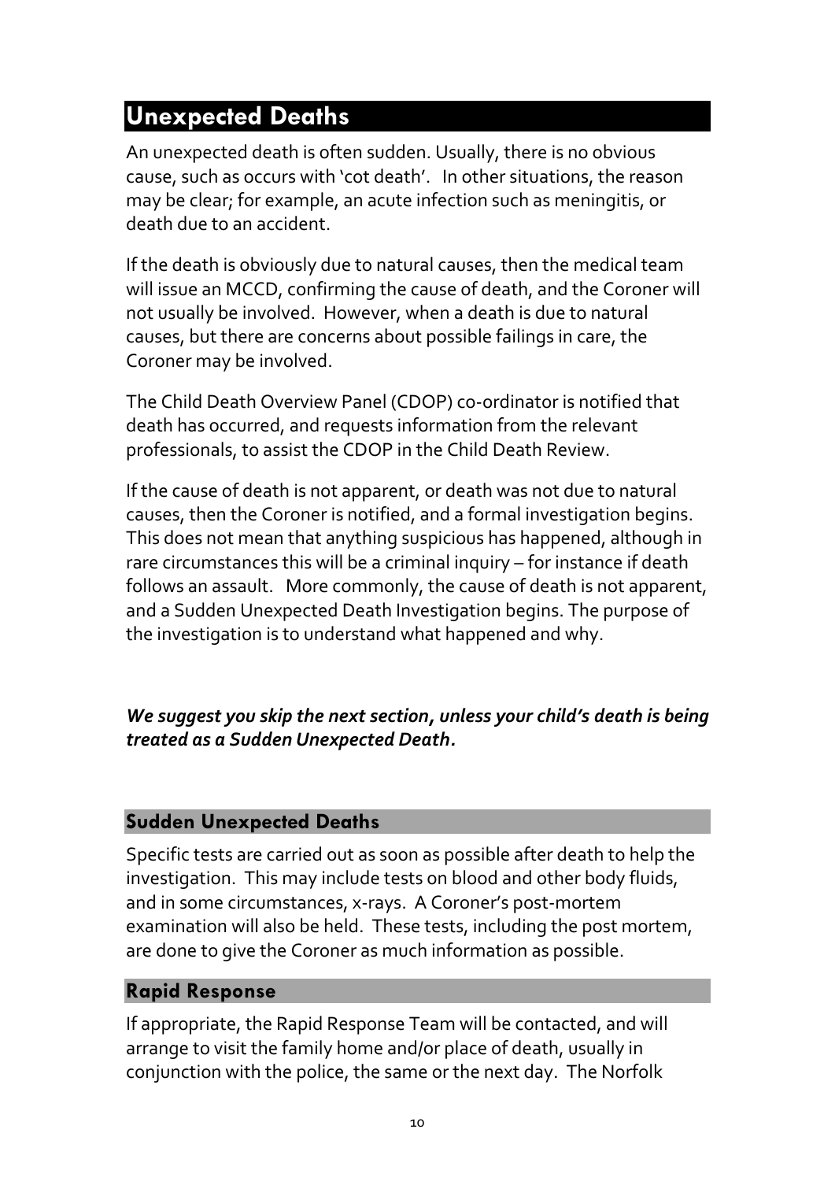## Unexpected Deaths

An unexpected death is often sudden. Usually, there is no obvious cause, such as occurs with 'cot death'. In other situations, the reason may be clear; for example, an acute infection such as meningitis, or death due to an accident.

If the death is obviously due to natural causes, then the medical team will issue an MCCD, confirming the cause of death, and the Coroner will not usually be involved. However, when a death is due to natural causes, but there are concerns about possible failings in care, the Coroner may be involved.

The Child Death Overview Panel (CDOP) co-ordinator is notified that death has occurred, and requests information from the relevant professionals, to assist the CDOP in the Child Death Review.

If the cause of death is not apparent, or death was not due to natural causes, then the Coroner is notified, and a formal investigation begins. This does not mean that anything suspicious has happened, although in rare circumstances this will be a criminal inquiry – for instance if death follows an assault. More commonly, the cause of death is not apparent, and a Sudden Unexpected Death Investigation begins. The purpose of the investigation is to understand what happened and why.

***We suggest you skip the next section, unless your child's death is being treated as a Sudden Unexpected Death.***

### Sudden Unexpected Deaths

Specific tests are carried out as soon as possible after death to help the investigation. This may include tests on blood and other body fluids, and in some circumstances, x-rays. A Coroner's post-mortem examination will also be held. These tests, including the post mortem, are done to give the Coroner as much information as possible.

### Rapid Response

If appropriate, the Rapid Response Team will be contacted, and will arrange to visit the family home and/or place of death, usually in conjunction with the police, the same or the next day. The Norfolk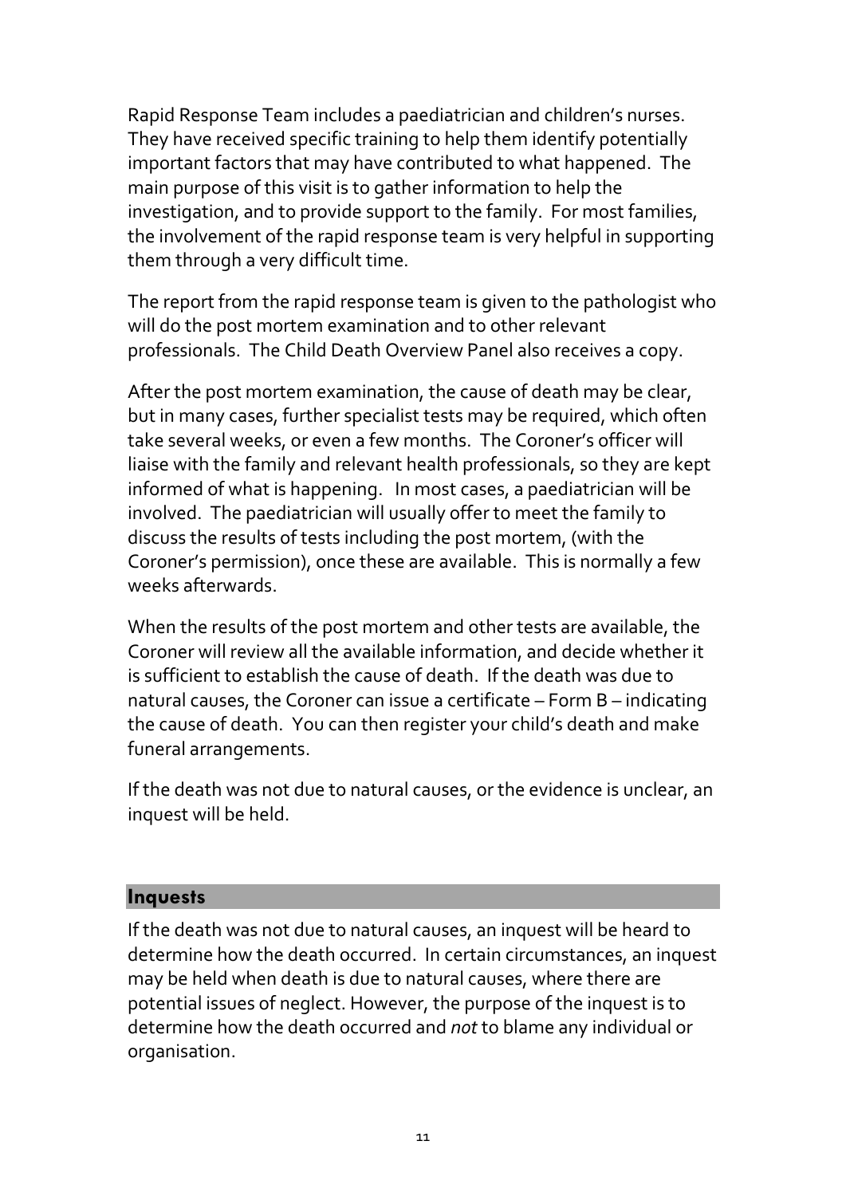Rapid Response Team includes a paediatrician and children's nurses. They have received specific training to help them identify potentially important factors that may have contributed to what happened. The main purpose of this visit is to gather information to help the investigation, and to provide support to the family. For most families, the involvement of the rapid response team is very helpful in supporting them through a very difficult time.

The report from the rapid response team is given to the pathologist who will do the post mortem examination and to other relevant professionals. The Child Death Overview Panel also receives a copy.

After the post mortem examination, the cause of death may be clear, but in many cases, further specialist tests may be required, which often take several weeks, or even a few months. The Coroner's officer will liaise with the family and relevant health professionals, so they are kept informed of what is happening. In most cases, a paediatrician will be involved. The paediatrician will usually offer to meet the family to discuss the results of tests including the post mortem, (with the Coroner's permission), once these are available. This is normally a few weeks afterwards.

When the results of the post mortem and other tests are available, the Coroner will review all the available information, and decide whether it is sufficient to establish the cause of death. If the death was due to natural causes, the Coroner can issue a certificate – Form B – indicating the cause of death. You can then register your child's death and make funeral arrangements.

If the death was not due to natural causes, or the evidence is unclear, an inquest will be held.

## Inquests

If the death was not due to natural causes, an inquest will be heard to determine how the death occurred. In certain circumstances, an inquest may be held when death is due to natural causes, where there are potential issues of neglect. However, the purpose of the inquest is to determine how the death occurred and *not* to blame any individual or organisation.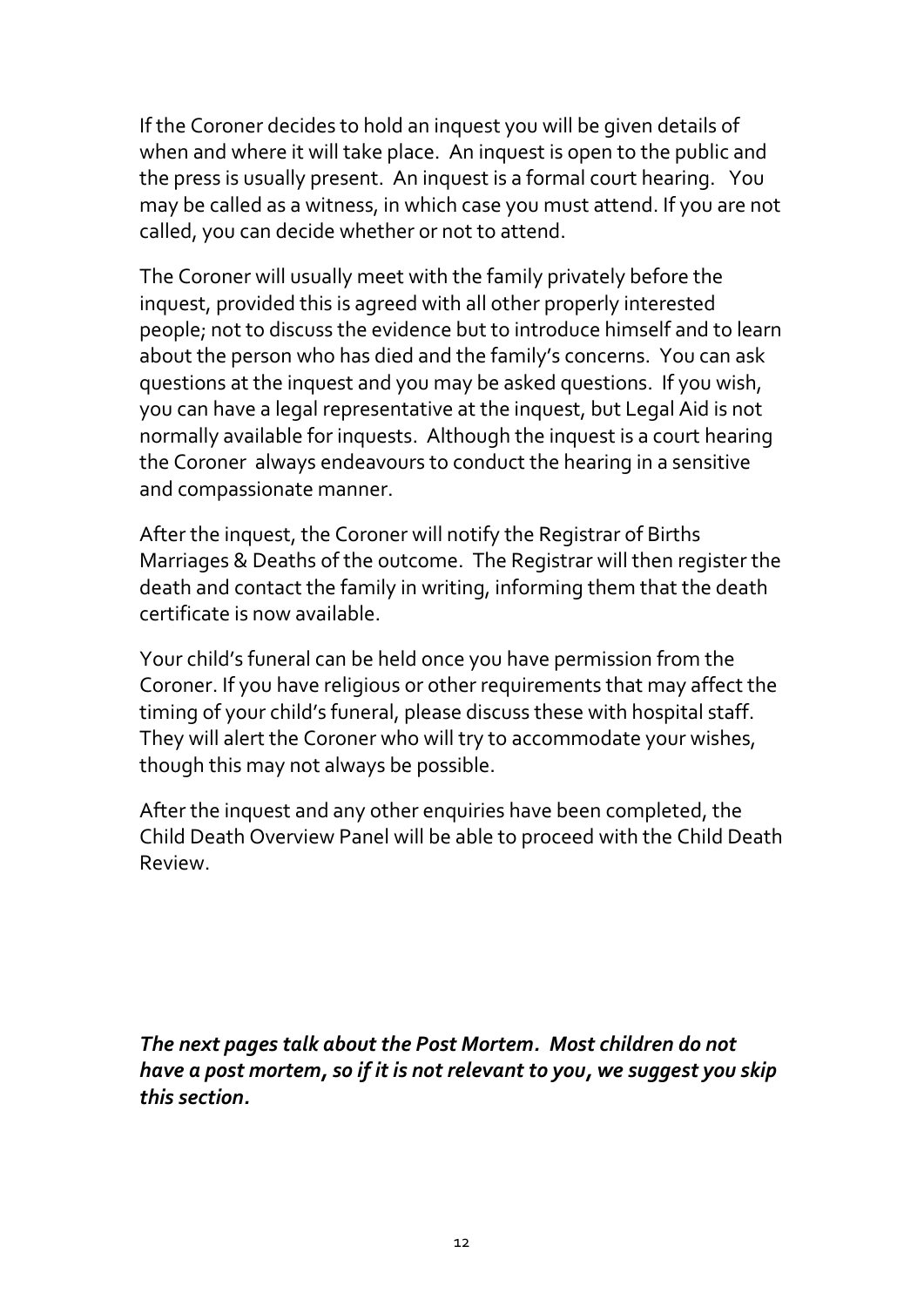If the Coroner decides to hold an inquest you will be given details of when and where it will take place. An inquest is open to the public and the press is usually present. An inquest is a formal court hearing. You may be called as a witness, in which case you must attend. If you are not called, you can decide whether or not to attend.

The Coroner will usually meet with the family privately before the inquest, provided this is agreed with all other properly interested people; not to discuss the evidence but to introduce himself and to learn about the person who has died and the family's concerns. You can ask questions at the inquest and you may be asked questions. If you wish, you can have a legal representative at the inquest, but Legal Aid is not normally available for inquests. Although the inquest is a court hearing the Coroner always endeavours to conduct the hearing in a sensitive and compassionate manner.

After the inquest, the Coroner will notify the Registrar of Births Marriages & Deaths of the outcome. The Registrar will then register the death and contact the family in writing, informing them that the death certificate is now available.

Your child's funeral can be held once you have permission from the Coroner. If you have religious or other requirements that may affect the timing of your child's funeral, please discuss these with hospital staff. They will alert the Coroner who will try to accommodate your wishes, though this may not always be possible.

After the inquest and any other enquiries have been completed, the Child Death Overview Panel will be able to proceed with the Child Death Review.

***The next pages talk about the Post Mortem. Most children do not have a post mortem, so if it is not relevant to you, we suggest you skip this section.***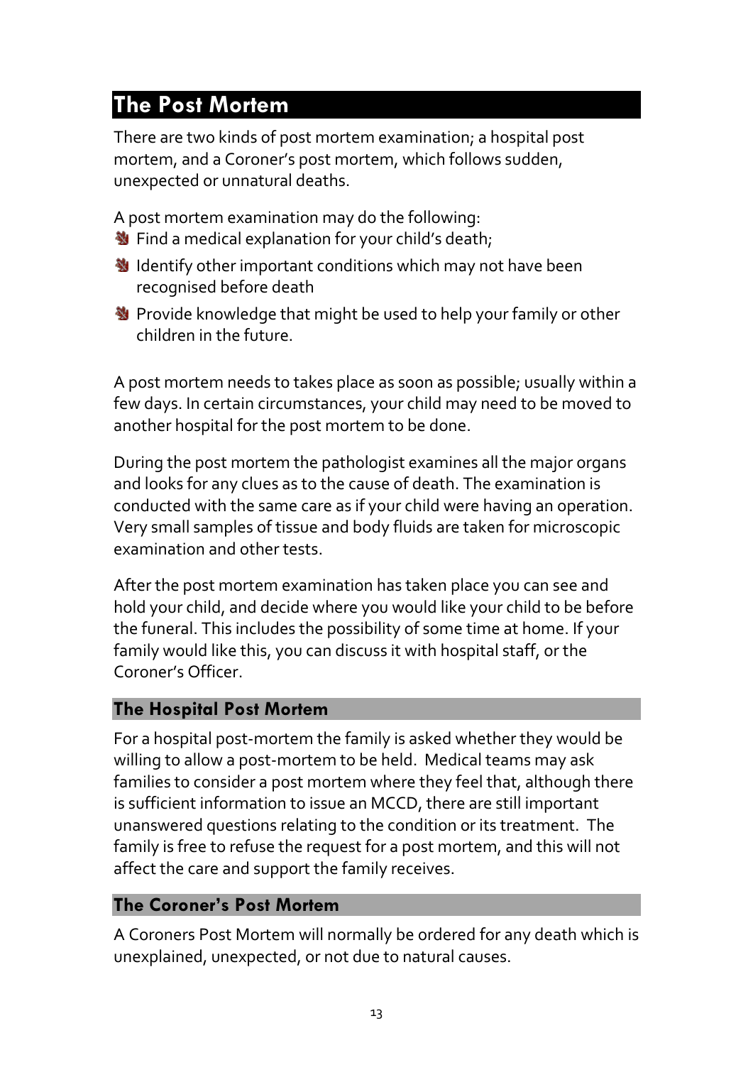## The Post Mortem

There are two kinds of post mortem examination; a hospital post mortem, and a Coroner's post mortem, which follows sudden, unexpected or unnatural deaths.

A post mortem examination may do the following:

- Find a medical explanation for your child's death;
- Identify other important conditions which may not have been recognised before death
- Provide knowledge that might be used to help your family or other children in the future.

A post mortem needs to takes place as soon as possible; usually within a few days. In certain circumstances, your child may need to be moved to another hospital for the post mortem to be done.

During the post mortem the pathologist examines all the major organs and looks for any clues as to the cause of death. The examination is conducted with the same care as if your child were having an operation. Very small samples of tissue and body fluids are taken for microscopic examination and other tests.

After the post mortem examination has taken place you can see and hold your child, and decide where you would like your child to be before the funeral. This includes the possibility of some time at home. If your family would like this, you can discuss it with hospital staff, or the Coroner's Officer.

### The Hospital Post Mortem

For a hospital post-mortem the family is asked whether they would be willing to allow a post-mortem to be held. Medical teams may ask families to consider a post mortem where they feel that, although there is sufficient information to issue an MCCD, there are still important unanswered questions relating to the condition or its treatment. The family is free to refuse the request for a post mortem, and this will not affect the care and support the family receives.

### The Coroner's Post Mortem

A Coroners Post Mortem will normally be ordered for any death which is unexplained, unexpected, or not due to natural causes.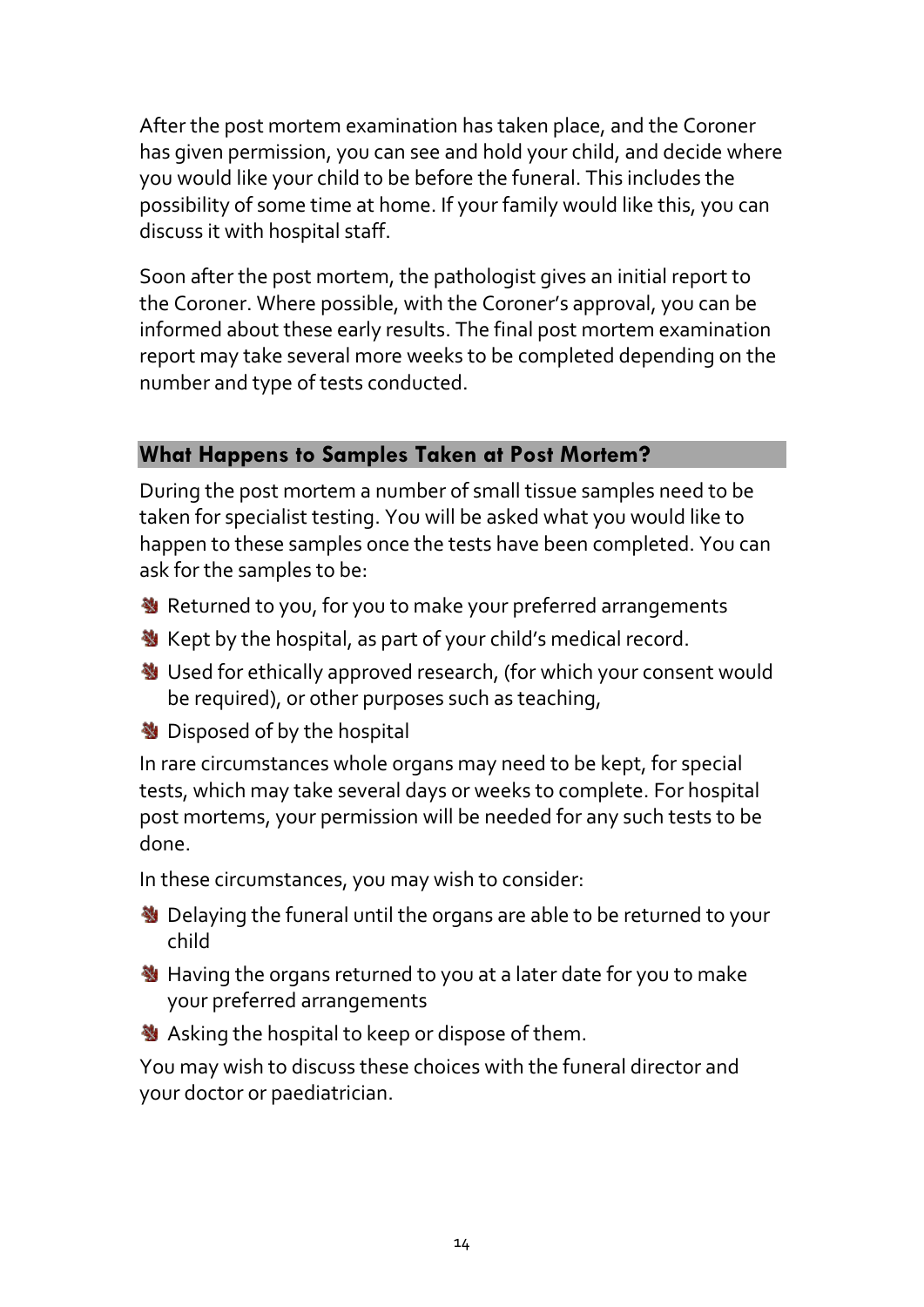After the post mortem examination has taken place, and the Coroner has given permission, you can see and hold your child, and decide where you would like your child to be before the funeral. This includes the possibility of some time at home. If your family would like this, you can discuss it with hospital staff.

Soon after the post mortem, the pathologist gives an initial report to the Coroner. Where possible, with the Coroner's approval, you can be informed about these early results. The final post mortem examination report may take several more weeks to be completed depending on the number and type of tests conducted.

## What Happens to Samples Taken at Post Mortem?

During the post mortem a number of small tissue samples need to be taken for specialist testing. You will be asked what you would like to happen to these samples once the tests have been completed. You can ask for the samples to be:

- Returned to you, for you to make your preferred arrangements
- Kept by the hospital, as part of your child's medical record.
- Used for ethically approved research, (for which your consent would be required), or other purposes such as teaching,
- Disposed of by the hospital

In rare circumstances whole organs may need to be kept, for special tests, which may take several days or weeks to complete. For hospital post mortems, your permission will be needed for any such tests to be done.

In these circumstances, you may wish to consider:

- Delaying the funeral until the organs are able to be returned to your child
- Having the organs returned to you at a later date for you to make your preferred arrangements
- Asking the hospital to keep or dispose of them.

You may wish to discuss these choices with the funeral director and your doctor or paediatrician.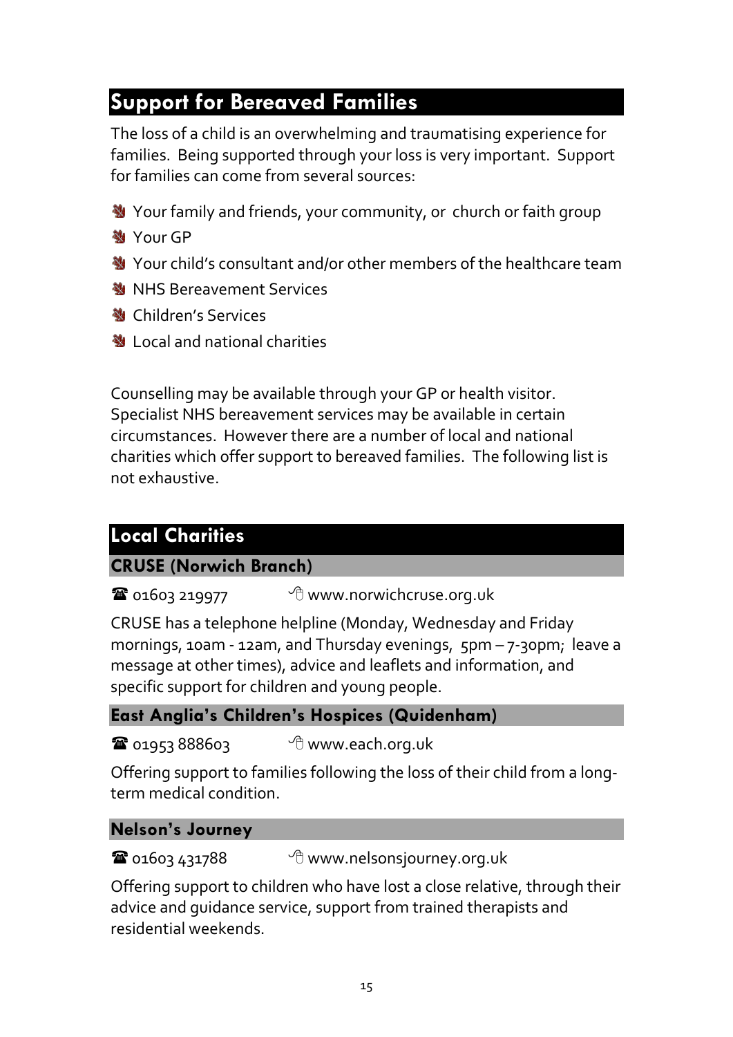## Support for Bereaved Families

The loss of a child is an overwhelming and traumatising experience for families. Being supported through your loss is very important. Support for families can come from several sources:

- Your family and friends, your community, or church or faith group
- Your GP
- Your child's consultant and/or other members of the healthcare team
- NHS Bereavement Services
- Children's Services
- Local and national charities

Counselling may be available through your GP or health visitor. Specialist NHS bereavement services may be available in certain circumstances. However there are a number of local and national charities which offer support to bereaved families. The following list is not exhaustive.

## Local Charities

### CRUSE (Norwich Branch)

☎ 01603 219977 www.norwichcruse.org.uk

CRUSE has a telephone helpline (Monday, Wednesday and Friday mornings, 10am - 12am, and Thursday evenings, 5pm – 7-30pm; leave a message at other times), advice and leaflets and information, and specific support for children and young people.

### East Anglia's Children's Hospices (Quidenham)

☎ 01953 888603 www.each.org.uk

Offering support to families following the loss of their child from a long-term medical condition.

### Nelson's Journey

☎ 01603 431788 www.nelsonsjourney.org.uk

Offering support to children who have lost a close relative, through their advice and guidance service, support from trained therapists and residential weekends.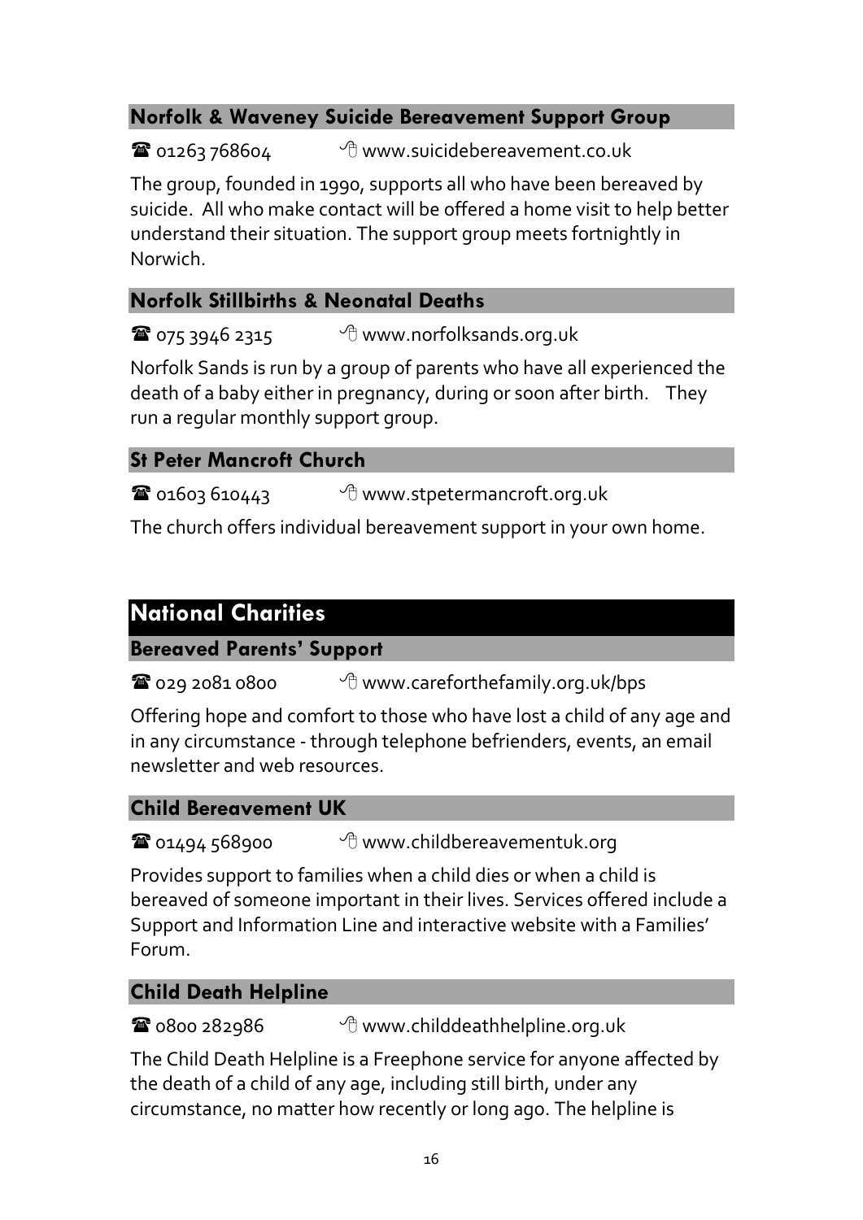### Norfolk & Waveney Suicide Bereavement Support Group

☎ 01263 768604 — 🖱 www.suicidebereavement.co.uk

The group, founded in 1990, supports all who have been bereaved by suicide. All who make contact will be offered a home visit to help better understand their situation. The support group meets fortnightly in Norwich.

### Norfolk Stillbirths & Neonatal Deaths

☎ 075 3946 2315 — 🖱 www.norfolksands.org.uk

Norfolk Sands is run by a group of parents who have all experienced the death of a baby either in pregnancy, during or soon after birth. They run a regular monthly support group.

### St Peter Mancroft Church

☎ 01603 610443 — 🖱 www.stpetermancroft.org.uk

The church offers individual bereavement support in your own home.

## National Charities

### Bereaved Parents' Support

☎ 029 2081 0800 — 🖱 www.careforthefamily.org.uk/bps

Offering hope and comfort to those who have lost a child of any age and in any circumstance - through telephone befrienders, events, an email newsletter and web resources.

### Child Bereavement UK

☎ 01494 568900 — 🖱 www.childbereavementuk.org

Provides support to families when a child dies or when a child is bereaved of someone important in their lives. Services offered include a Support and Information Line and interactive website with a Families' Forum.

### Child Death Helpline

☎ 0800 282986 — 🖱 www.childdeathhelpline.org.uk

The Child Death Helpline is a Freephone service for anyone affected by the death of a child of any age, including still birth, under any circumstance, no matter how recently or long ago. The helpline is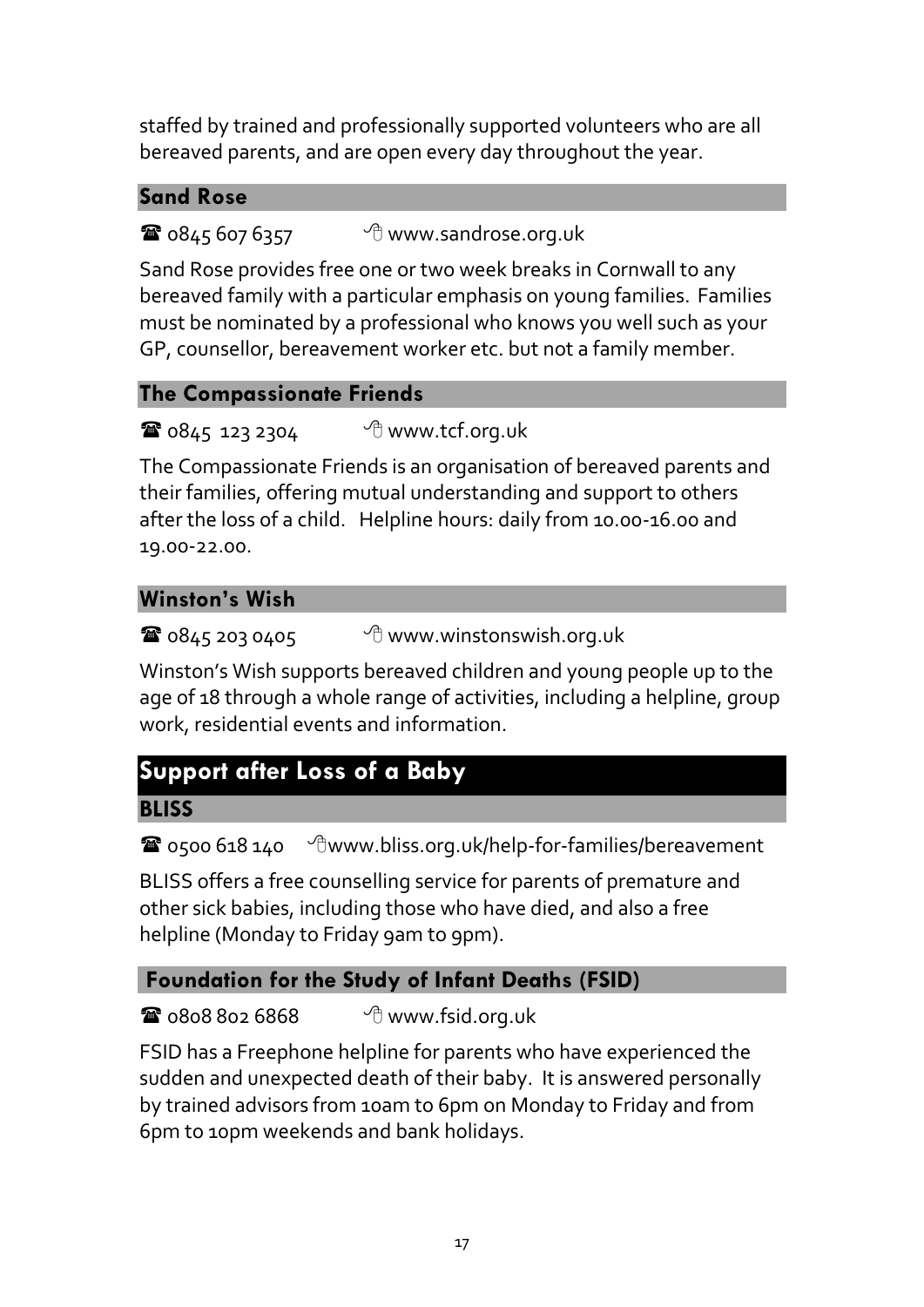staffed by trained and professionally supported volunteers who are all bereaved parents, and are open every day throughout the year.

### Sand Rose

☎ 0845 607 6357 www.sandrose.org.uk

Sand Rose provides free one or two week breaks in Cornwall to any bereaved family with a particular emphasis on young families. Families must be nominated by a professional who knows you well such as your GP, counsellor, bereavement worker etc. but not a family member.

### The Compassionate Friends

☎ 0845 123 2304 www.tcf.org.uk

The Compassionate Friends is an organisation of bereaved parents and their families, offering mutual understanding and support to others after the loss of a child. Helpline hours: daily from 10.00-16.00 and 19.00-22.00.

### Winston's Wish

☎ 0845 203 0405 www.winstonswish.org.uk

Winston's Wish supports bereaved children and young people up to the age of 18 through a whole range of activities, including a helpline, group work, residential events and information.

## Support after Loss of a Baby

### BLISS

☎ 0500 618 140 www.bliss.org.uk/help-for-families/bereavement

BLISS offers a free counselling service for parents of premature and other sick babies, including those who have died, and also a free helpline (Monday to Friday 9am to 9pm).

### Foundation for the Study of Infant Deaths (FSID)

☎ 0808 802 6868 www.fsid.org.uk

FSID has a Freephone helpline for parents who have experienced the sudden and unexpected death of their baby. It is answered personally by trained advisors from 10am to 6pm on Monday to Friday and from 6pm to 10pm weekends and bank holidays.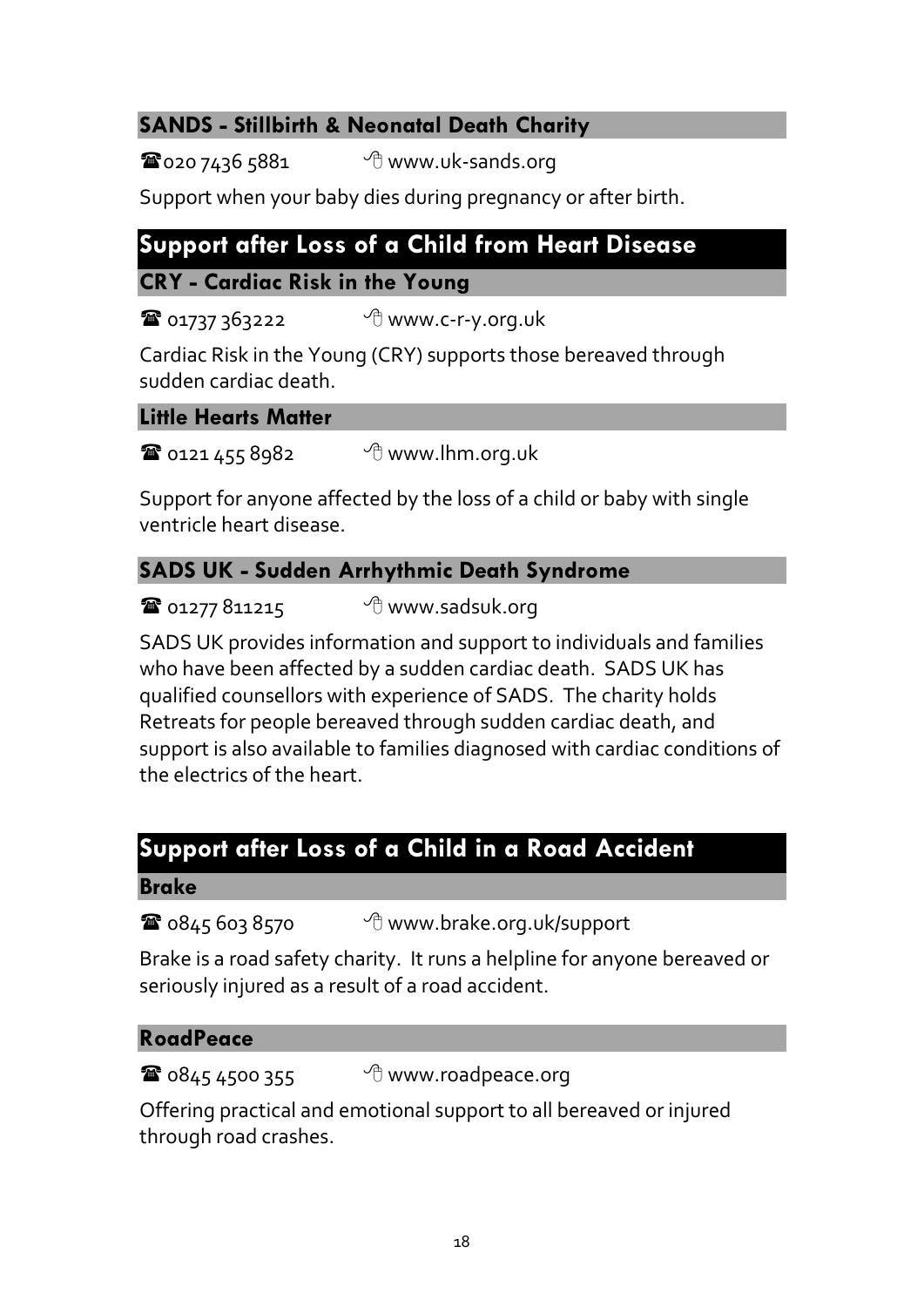### SANDS - Stillbirth & Neonatal Death Charity

☎020 7436 5881 &nbsp;&nbsp;&nbsp;&nbsp; 🖱 www.uk-sands.org

Support when your baby dies during pregnancy or after birth.

## Support after Loss of a Child from Heart Disease

### CRY - Cardiac Risk in the Young

☎ 01737 363222 &nbsp;&nbsp;&nbsp;&nbsp; 🖱 www.c-r-y.org.uk

Cardiac Risk in the Young (CRY) supports those bereaved through sudden cardiac death.

### Little Hearts Matter

☎ 0121 455 8982 &nbsp;&nbsp;&nbsp;&nbsp; 🖱 www.lhm.org.uk

Support for anyone affected by the loss of a child or baby with single ventricle heart disease.

### SADS UK - Sudden Arrhythmic Death Syndrome

☎ 01277 811215 &nbsp;&nbsp;&nbsp;&nbsp; 🖱 www.sadsuk.org

SADS UK provides information and support to individuals and families who have been affected by a sudden cardiac death. SADS UK has qualified counsellors with experience of SADS. The charity holds Retreats for people bereaved through sudden cardiac death, and support is also available to families diagnosed with cardiac conditions of the electrics of the heart.

## Support after Loss of a Child in a Road Accident

### Brake

☎ 0845 603 8570 &nbsp;&nbsp;&nbsp;&nbsp; 🖱 www.brake.org.uk/support

Brake is a road safety charity. It runs a helpline for anyone bereaved or seriously injured as a result of a road accident.

### RoadPeace

☎ 0845 4500 355 &nbsp;&nbsp;&nbsp;&nbsp; 🖱 www.roadpeace.org

Offering practical and emotional support to all bereaved or injured through road crashes.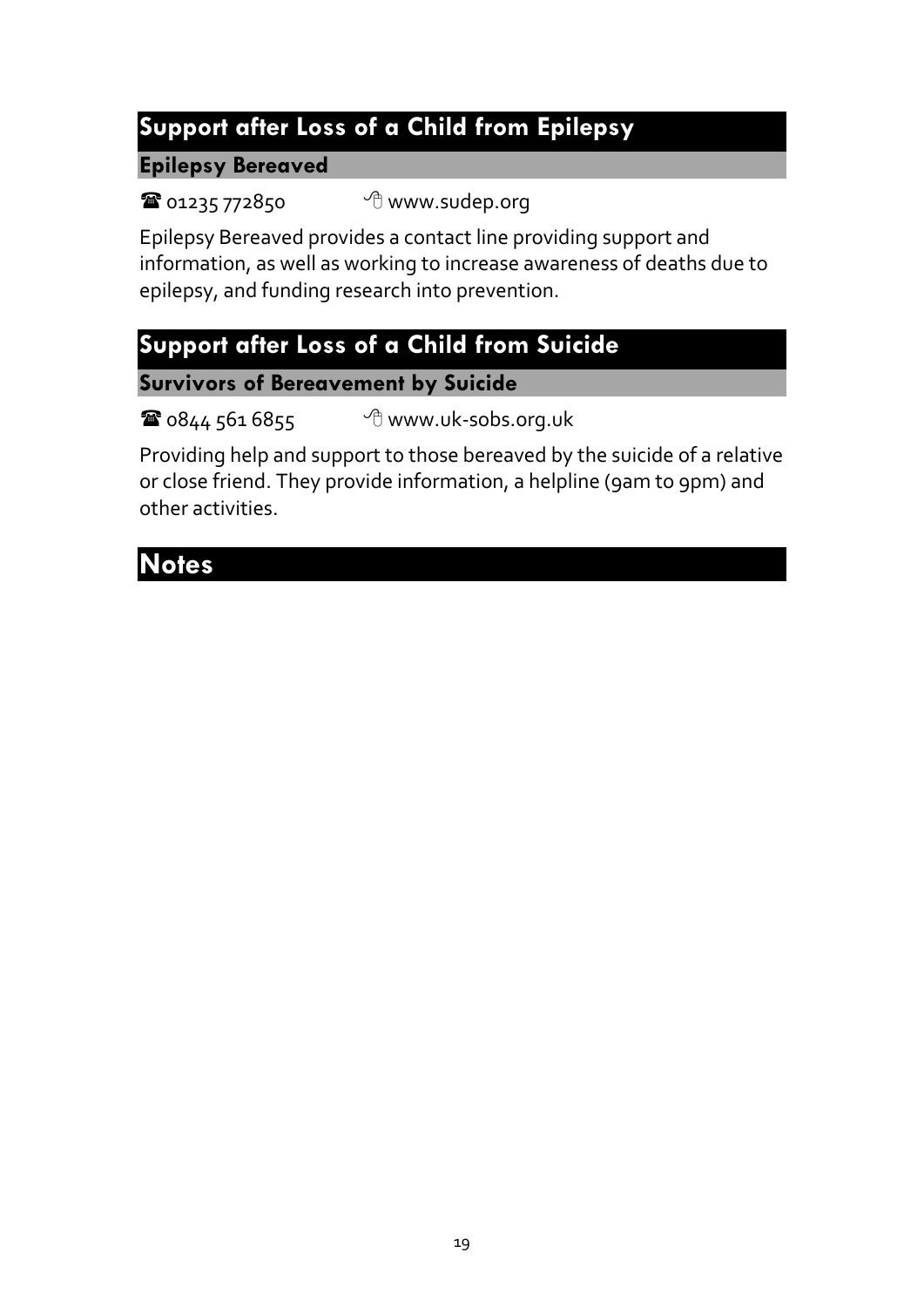## Support after Loss of a Child from Epilepsy

### Epilepsy Bereaved

☎ 01235 772850 www.sudep.org

Epilepsy Bereaved provides a contact line providing support and information, as well as working to increase awareness of deaths due to epilepsy, and funding research into prevention.

## Support after Loss of a Child from Suicide

### Survivors of Bereavement by Suicide

☎ 0844 561 6855 www.uk-sobs.org.uk

Providing help and support to those bereaved by the suicide of a relative or close friend. They provide information, a helpline (9am to 9pm) and other activities.

## Notes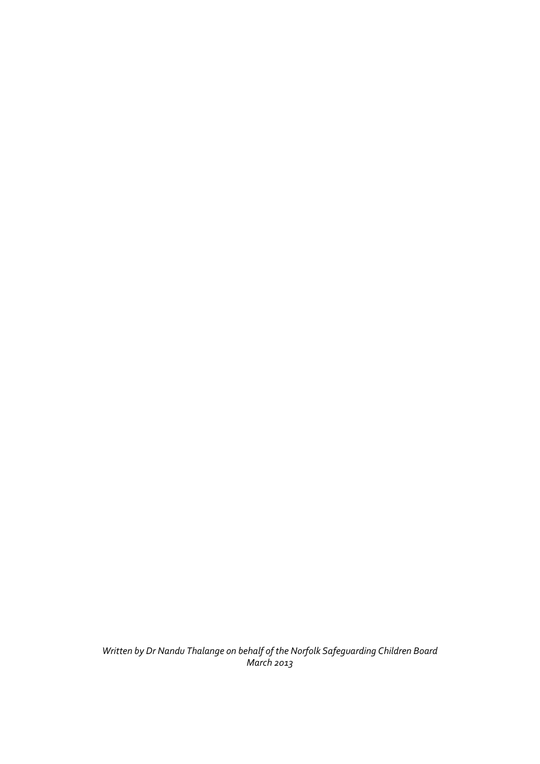*Written by Dr Nandu Thalange on behalf of the Norfolk Safeguarding Children Board*
*March 2013*